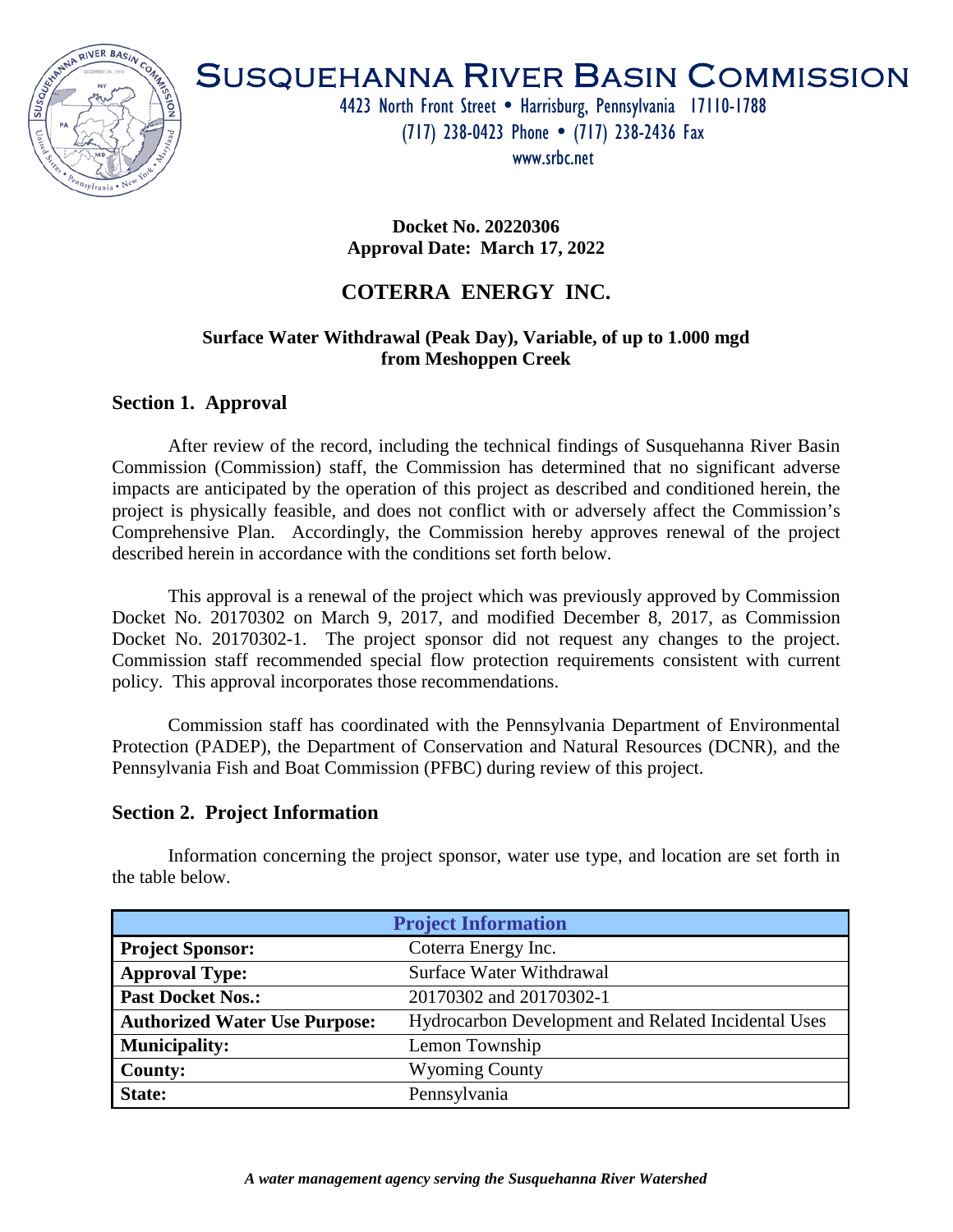# SUSQUEHANNA RIVER BASIN COMMISSION

4423 North Front Street • Harrisburg, Pennsylvania 17110-1788
(717) 238-0423 Phone • (717) 238-2436 Fax
www.srbc.net

**Docket No. 20220306**
**Approval Date: March 17, 2022**

## COTERRA ENERGY INC.

**Surface Water Withdrawal (Peak Day), Variable, of up to 1.000 mgd from Meshoppen Creek**

## Section 1. Approval

After review of the record, including the technical findings of Susquehanna River Basin Commission (Commission) staff, the Commission has determined that no significant adverse impacts are anticipated by the operation of this project as described and conditioned herein, the project is physically feasible, and does not conflict with or adversely affect the Commission's Comprehensive Plan. Accordingly, the Commission hereby approves renewal of the project described herein in accordance with the conditions set forth below.

This approval is a renewal of the project which was previously approved by Commission Docket No. 20170302 on March 9, 2017, and modified December 8, 2017, as Commission Docket No. 20170302-1. The project sponsor did not request any changes to the project. Commission staff recommended special flow protection requirements consistent with current policy. This approval incorporates those recommendations.

Commission staff has coordinated with the Pennsylvania Department of Environmental Protection (PADEP), the Department of Conservation and Natural Resources (DCNR), and the Pennsylvania Fish and Boat Commission (PFBC) during review of this project.

## Section 2. Project Information

Information concerning the project sponsor, water use type, and location are set forth in the table below.

| Project Information | |
|---|---|
| **Project Sponsor:** | Coterra Energy Inc. |
| **Approval Type:** | Surface Water Withdrawal |
| **Past Docket Nos.:** | 20170302 and 20170302-1 |
| **Authorized Water Use Purpose:** | Hydrocarbon Development and Related Incidental Uses |
| **Municipality:** | Lemon Township |
| **County:** | Wyoming County |
| **State:** | Pennsylvania |

*A water management agency serving the Susquehanna River Watershed*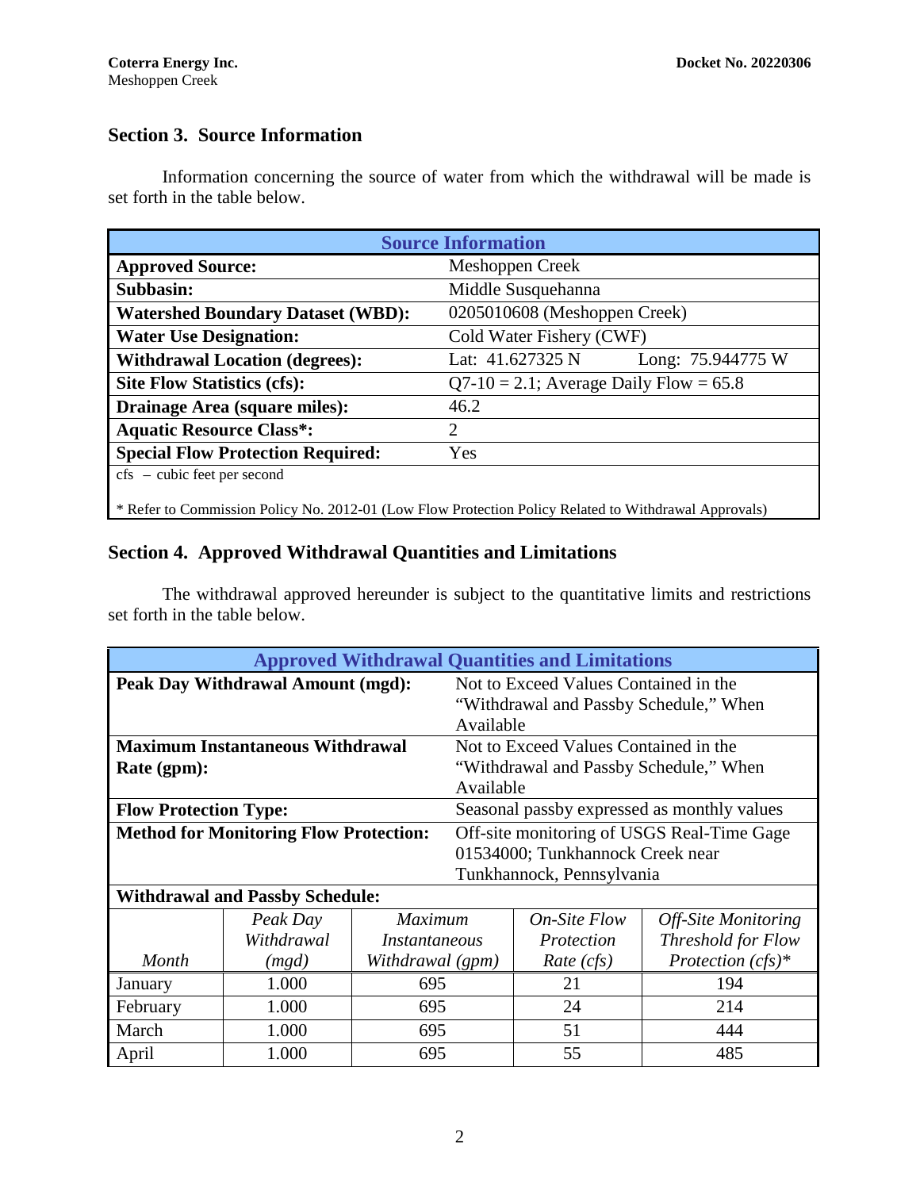## Section 3. Source Information

Information concerning the source of water from which the withdrawal will be made is set forth in the table below.

| Source Information | |
|---|---|
| **Approved Source:** | Meshoppen Creek |
| **Subbasin:** | Middle Susquehanna |
| **Watershed Boundary Dataset (WBD):** | 0205010608 (Meshoppen Creek) |
| **Water Use Designation:** | Cold Water Fishery (CWF) |
| **Withdrawal Location (degrees):** | Lat: 41.627325 N Long: 75.944775 W |
| **Site Flow Statistics (cfs):** | Q7-10 = 2.1; Average Daily Flow = 65.8 |
| **Drainage Area (square miles):** | 46.2 |
| **Aquatic Resource Class*:** | 2 |
| **Special Flow Protection Required:** | Yes |

cfs – cubic feet per second

* Refer to Commission Policy No. 2012-01 (Low Flow Protection Policy Related to Withdrawal Approvals)

## Section 4. Approved Withdrawal Quantities and Limitations

The withdrawal approved hereunder is subject to the quantitative limits and restrictions set forth in the table below.

| Approved Withdrawal Quantities and Limitations | |
|---|---|
| **Peak Day Withdrawal Amount (mgd):** | Not to Exceed Values Contained in the "Withdrawal and Passby Schedule," When Available |
| **Maximum Instantaneous Withdrawal Rate (gpm):** | Not to Exceed Values Contained in the "Withdrawal and Passby Schedule," When Available |
| **Flow Protection Type:** | Seasonal passby expressed as monthly values |
| **Method for Monitoring Flow Protection:** | Off-site monitoring of USGS Real-Time Gage 01534000; Tunkhannock Creek near Tunkhannock, Pennsylvania |

**Withdrawal and Passby Schedule:**

| *Month* | *Peak Day Withdrawal (mgd)* | *Maximum Instantaneous Withdrawal (gpm)* | *On-Site Flow Protection Rate (cfs)* | *Off-Site Monitoring Threshold for Flow Protection (cfs)** |
|---|---|---|---|---|
| January | 1.000 | 695 | 21 | 194 |
| February | 1.000 | 695 | 24 | 214 |
| March | 1.000 | 695 | 51 | 444 |
| April | 1.000 | 695 | 55 | 485 |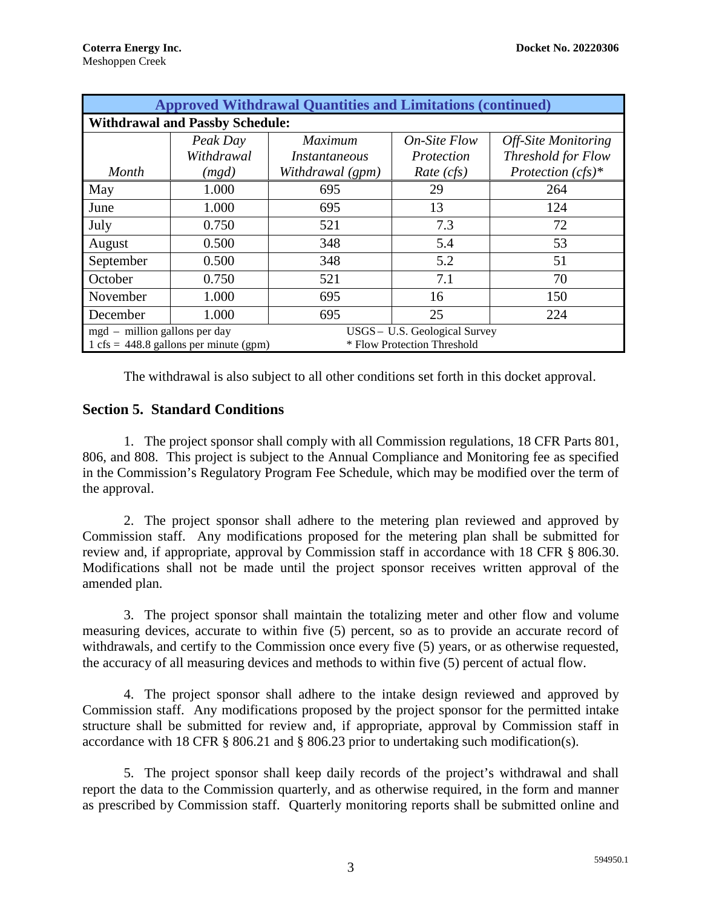| Approved Withdrawal Quantities and Limitations (continued) | | | | |
|---|---|---|---|---|
| **Withdrawal and Passby Schedule:** | | | | |
| *Month* | *Peak Day Withdrawal (mgd)* | *Maximum Instantaneous Withdrawal (gpm)* | *On-Site Flow Protection Rate (cfs)* | *Off-Site Monitoring Threshold for Flow Protection (cfs)** |
| May | 1.000 | 695 | 29 | 264 |
| June | 1.000 | 695 | 13 | 124 |
| July | 0.750 | 521 | 7.3 | 72 |
| August | 0.500 | 348 | 5.4 | 53 |
| September | 0.500 | 348 | 5.2 | 51 |
| October | 0.750 | 521 | 7.1 | 70 |
| November | 1.000 | 695 | 16 | 150 |
| December | 1.000 | 695 | 25 | 224 |
| mgd – million gallons per day<br>1 cfs = 448.8 gallons per minute (gpm) | | | USGS – U.S. Geological Survey<br>* Flow Protection Threshold | |

The withdrawal is also subject to all other conditions set forth in this docket approval.

## Section 5. Standard Conditions

1. The project sponsor shall comply with all Commission regulations, 18 CFR Parts 801, 806, and 808. This project is subject to the Annual Compliance and Monitoring fee as specified in the Commission's Regulatory Program Fee Schedule, which may be modified over the term of the approval.

2. The project sponsor shall adhere to the metering plan reviewed and approved by Commission staff. Any modifications proposed for the metering plan shall be submitted for review and, if appropriate, approval by Commission staff in accordance with 18 CFR § 806.30. Modifications shall not be made until the project sponsor receives written approval of the amended plan.

3. The project sponsor shall maintain the totalizing meter and other flow and volume measuring devices, accurate to within five (5) percent, so as to provide an accurate record of withdrawals, and certify to the Commission once every five (5) years, or as otherwise requested, the accuracy of all measuring devices and methods to within five (5) percent of actual flow.

4. The project sponsor shall adhere to the intake design reviewed and approved by Commission staff. Any modifications proposed by the project sponsor for the permitted intake structure shall be submitted for review and, if appropriate, approval by Commission staff in accordance with 18 CFR § 806.21 and § 806.23 prior to undertaking such modification(s).

5. The project sponsor shall keep daily records of the project's withdrawal and shall report the data to the Commission quarterly, and as otherwise required, in the form and manner as prescribed by Commission staff. Quarterly monitoring reports shall be submitted online and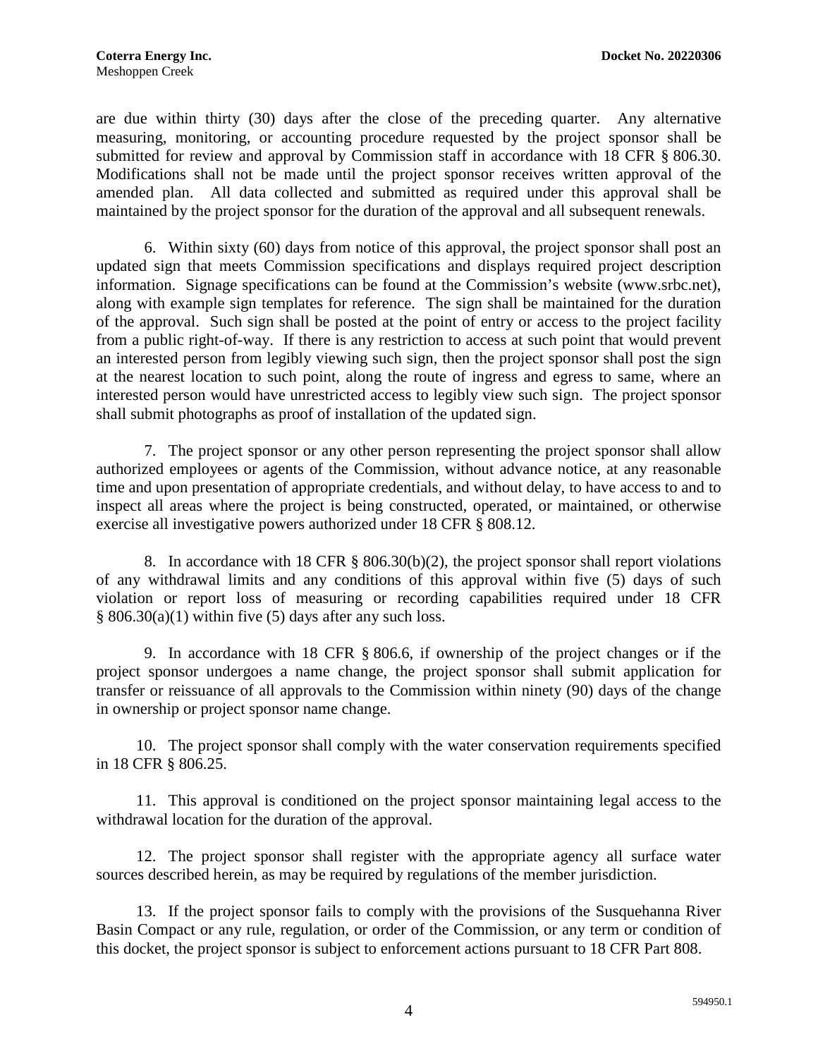are due within thirty (30) days after the close of the preceding quarter. Any alternative measuring, monitoring, or accounting procedure requested by the project sponsor shall be submitted for review and approval by Commission staff in accordance with 18 CFR § 806.30. Modifications shall not be made until the project sponsor receives written approval of the amended plan. All data collected and submitted as required under this approval shall be maintained by the project sponsor for the duration of the approval and all subsequent renewals.

6. Within sixty (60) days from notice of this approval, the project sponsor shall post an updated sign that meets Commission specifications and displays required project description information. Signage specifications can be found at the Commission's website (www.srbc.net), along with example sign templates for reference. The sign shall be maintained for the duration of the approval. Such sign shall be posted at the point of entry or access to the project facility from a public right-of-way. If there is any restriction to access at such point that would prevent an interested person from legibly viewing such sign, then the project sponsor shall post the sign at the nearest location to such point, along the route of ingress and egress to same, where an interested person would have unrestricted access to legibly view such sign. The project sponsor shall submit photographs as proof of installation of the updated sign.

7. The project sponsor or any other person representing the project sponsor shall allow authorized employees or agents of the Commission, without advance notice, at any reasonable time and upon presentation of appropriate credentials, and without delay, to have access to and to inspect all areas where the project is being constructed, operated, or maintained, or otherwise exercise all investigative powers authorized under 18 CFR § 808.12.

8. In accordance with 18 CFR § 806.30(b)(2), the project sponsor shall report violations of any withdrawal limits and any conditions of this approval within five (5) days of such violation or report loss of measuring or recording capabilities required under 18 CFR § 806.30(a)(1) within five (5) days after any such loss.

9. In accordance with 18 CFR § 806.6, if ownership of the project changes or if the project sponsor undergoes a name change, the project sponsor shall submit application for transfer or reissuance of all approvals to the Commission within ninety (90) days of the change in ownership or project sponsor name change.

10. The project sponsor shall comply with the water conservation requirements specified in 18 CFR § 806.25.

11. This approval is conditioned on the project sponsor maintaining legal access to the withdrawal location for the duration of the approval.

12. The project sponsor shall register with the appropriate agency all surface water sources described herein, as may be required by regulations of the member jurisdiction.

13. If the project sponsor fails to comply with the provisions of the Susquehanna River Basin Compact or any rule, regulation, or order of the Commission, or any term or condition of this docket, the project sponsor is subject to enforcement actions pursuant to 18 CFR Part 808.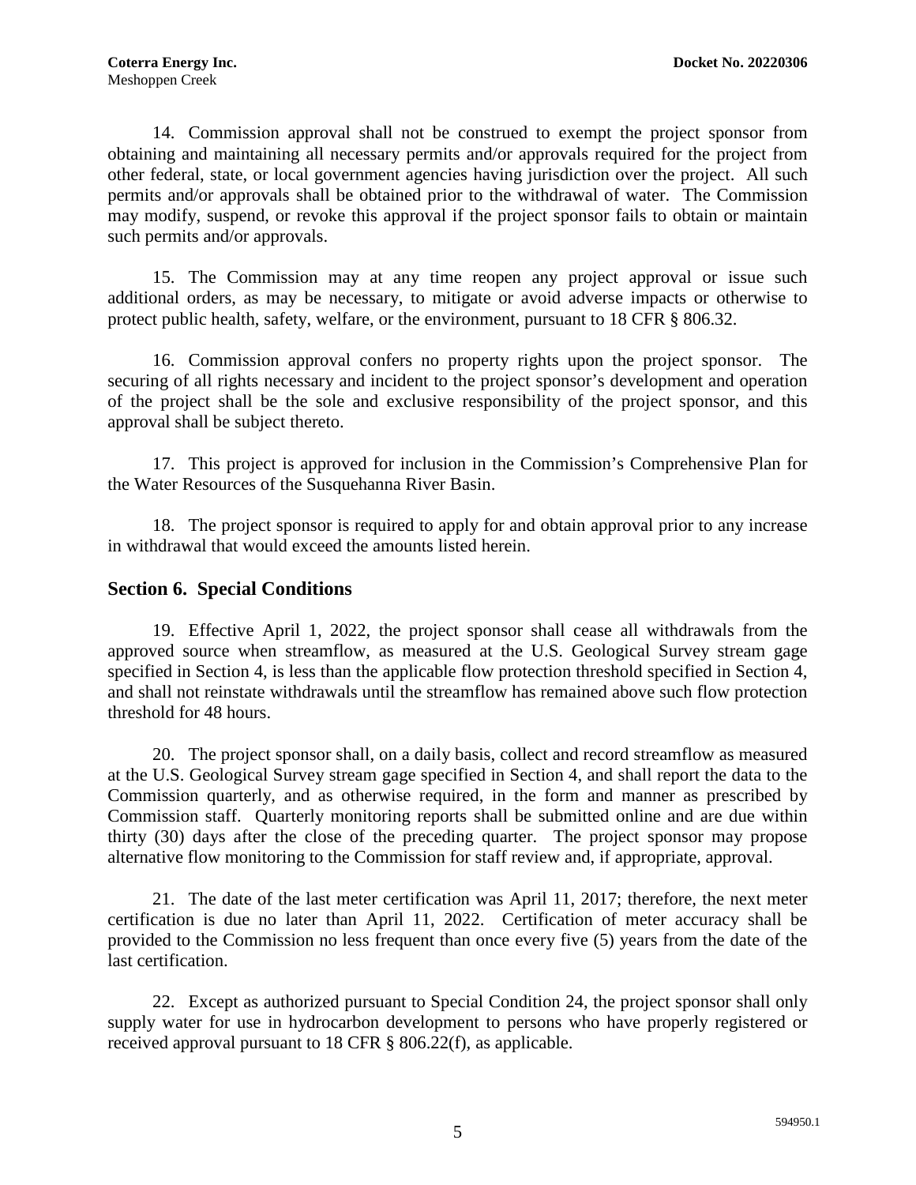14. Commission approval shall not be construed to exempt the project sponsor from obtaining and maintaining all necessary permits and/or approvals required for the project from other federal, state, or local government agencies having jurisdiction over the project. All such permits and/or approvals shall be obtained prior to the withdrawal of water. The Commission may modify, suspend, or revoke this approval if the project sponsor fails to obtain or maintain such permits and/or approvals.

15. The Commission may at any time reopen any project approval or issue such additional orders, as may be necessary, to mitigate or avoid adverse impacts or otherwise to protect public health, safety, welfare, or the environment, pursuant to 18 CFR § 806.32.

16. Commission approval confers no property rights upon the project sponsor. The securing of all rights necessary and incident to the project sponsor's development and operation of the project shall be the sole and exclusive responsibility of the project sponsor, and this approval shall be subject thereto.

17. This project is approved for inclusion in the Commission's Comprehensive Plan for the Water Resources of the Susquehanna River Basin.

18. The project sponsor is required to apply for and obtain approval prior to any increase in withdrawal that would exceed the amounts listed herein.

## Section 6. Special Conditions

19. Effective April 1, 2022, the project sponsor shall cease all withdrawals from the approved source when streamflow, as measured at the U.S. Geological Survey stream gage specified in Section 4, is less than the applicable flow protection threshold specified in Section 4, and shall not reinstate withdrawals until the streamflow has remained above such flow protection threshold for 48 hours.

20. The project sponsor shall, on a daily basis, collect and record streamflow as measured at the U.S. Geological Survey stream gage specified in Section 4, and shall report the data to the Commission quarterly, and as otherwise required, in the form and manner as prescribed by Commission staff. Quarterly monitoring reports shall be submitted online and are due within thirty (30) days after the close of the preceding quarter. The project sponsor may propose alternative flow monitoring to the Commission for staff review and, if appropriate, approval.

21. The date of the last meter certification was April 11, 2017; therefore, the next meter certification is due no later than April 11, 2022. Certification of meter accuracy shall be provided to the Commission no less frequent than once every five (5) years from the date of the last certification.

22. Except as authorized pursuant to Special Condition 24, the project sponsor shall only supply water for use in hydrocarbon development to persons who have properly registered or received approval pursuant to 18 CFR § 806.22(f), as applicable.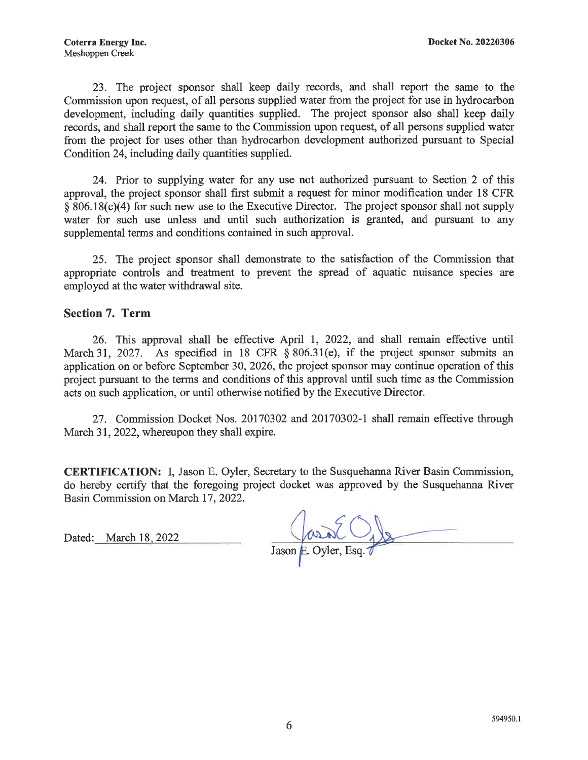23. The project sponsor shall keep daily records, and shall report the same to the Commission upon request, of all persons supplied water from the project for use in hydrocarbon development, including daily quantities supplied. The project sponsor also shall keep daily records, and shall report the same to the Commission upon request, of all persons supplied water from the project for uses other than hydrocarbon development authorized pursuant to Special Condition 24, including daily quantities supplied.

24. Prior to supplying water for any use not authorized pursuant to Section 2 of this approval, the project sponsor shall first submit a request for minor modification under 18 CFR § 806.18(c)(4) for such new use to the Executive Director. The project sponsor shall not supply water for such use unless and until such authorization is granted, and pursuant to any supplemental terms and conditions contained in such approval.

25. The project sponsor shall demonstrate to the satisfaction of the Commission that appropriate controls and treatment to prevent the spread of aquatic nuisance species are employed at the water withdrawal site.

## Section 7. Term

26. This approval shall be effective April 1, 2022, and shall remain effective until March 31, 2027. As specified in 18 CFR § 806.31(e), if the project sponsor submits an application on or before September 30, 2026, the project sponsor may continue operation of this project pursuant to the terms and conditions of this approval until such time as the Commission acts on such application, or until otherwise notified by the Executive Director.

27. Commission Docket Nos. 20170302 and 20170302-1 shall remain effective through March 31, 2022, whereupon they shall expire.

**CERTIFICATION:** I, Jason E. Oyler, Secretary to the Susquehanna River Basin Commission, do hereby certify that the foregoing project docket was approved by the Susquehanna River Basin Commission on March 17, 2022.

Dated: March 18, 2022

Jason E. Oyler, Esq.

594950.1